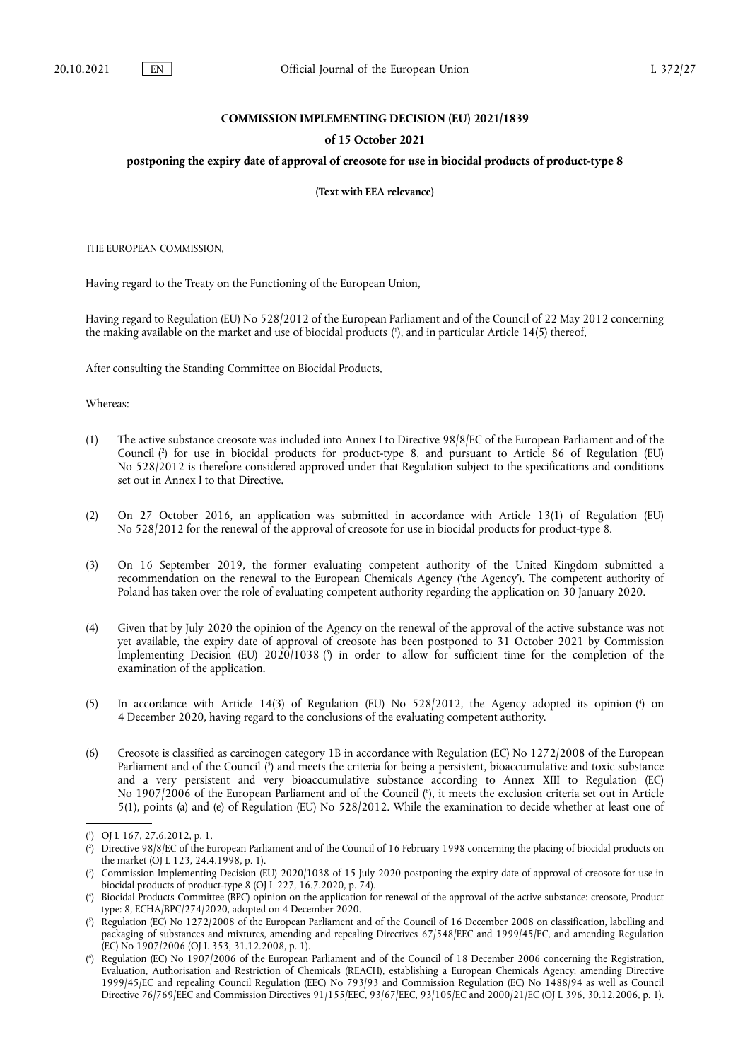**COMMISSION IMPLEMENTING DECISION (EU) 2021/1839**

**of 15 October 2021**

**postponing the expiry date of approval of creosote for use in biocidal products of product-type 8**

**(Text with EEA relevance)**

THE EUROPEAN COMMISSION,

Having regard to the Treaty on the Functioning of the European Union,

Having regard to Regulation (EU) No 528/2012 of the European Parliament and of the Council of 22 May 2012 concerning the making available on the market and use of biocidal products [1], and in particular Article 14(5) thereof,

After consulting the Standing Committee on Biocidal Products,

Whereas:

(1) The active substance creosote was included into Annex I to Directive 98/8/EC of the European Parliament and of the Council [2] for use in biocidal products for product-type 8, and pursuant to Article 86 of Regulation (EU) No 528/2012 is therefore considered approved under that Regulation subject to the specifications and conditions set out in Annex I to that Directive.

(2) On 27 October 2016, an application was submitted in accordance with Article 13(1) of Regulation (EU) No 528/2012 for the renewal of the approval of creosote for use in biocidal products for product-type 8.

(3) On 16 September 2019, the former evaluating competent authority of the United Kingdom submitted a recommendation on the renewal to the European Chemicals Agency ('the Agency'). The competent authority of Poland has taken over the role of evaluating competent authority regarding the application on 30 January 2020.

(4) Given that by July 2020 the opinion of the Agency on the renewal of the approval of the active substance was not yet available, the expiry date of approval of creosote has been postponed to 31 October 2021 by Commission Implementing Decision (EU) 2020/1038 [3] in order to allow for sufficient time for the completion of the examination of the application.

(5) In accordance with Article 14(3) of Regulation (EU) No 528/2012, the Agency adopted its opinion [4] on 4 December 2020, having regard to the conclusions of the evaluating competent authority.

(6) Creosote is classified as carcinogen category 1B in accordance with Regulation (EC) No 1272/2008 of the European Parliament and of the Council [5] and meets the criteria for being a persistent, bioaccumulative and toxic substance and a very persistent and very bioaccumulative substance according to Annex XIII to Regulation (EC) No 1907/2006 of the European Parliament and of the Council [6], it meets the exclusion criteria set out in Article 5(1), points (a) and (e) of Regulation (EU) No 528/2012. While the examination to decide whether at least one of

---

[1] OJ L 167, 27.6.2012, p. 1.

[2] Directive 98/8/EC of the European Parliament and of the Council of 16 February 1998 concerning the placing of biocidal products on the market (OJ L 123, 24.4.1998, p. 1).

[3] Commission Implementing Decision (EU) 2020/1038 of 15 July 2020 postponing the expiry date of approval of creosote for use in biocidal products of product-type 8 (OJ L 227, 16.7.2020, p. 74).

[4] Biocidal Products Committee (BPC) opinion on the application for renewal of the approval of the active substance: creosote, Product type: 8, ECHA/BPC/274/2020, adopted on 4 December 2020.

[5] Regulation (EC) No 1272/2008 of the European Parliament and of the Council of 16 December 2008 on classification, labelling and packaging of substances and mixtures, amending and repealing Directives 67/548/EEC and 1999/45/EC, and amending Regulation (EC) No 1907/2006 (OJ L 353, 31.12.2008, p. 1).

[6] Regulation (EC) No 1907/2006 of the European Parliament and of the Council of 18 December 2006 concerning the Registration, Evaluation, Authorisation and Restriction of Chemicals (REACH), establishing a European Chemicals Agency, amending Directive 1999/45/EC and repealing Council Regulation (EEC) No 793/93 and Commission Regulation (EC) No 1488/94 as well as Council Directive 76/769/EEC and Commission Directives 91/155/EEC, 93/67/EEC, 93/105/EC and 2000/21/EC (OJ L 396, 30.12.2006, p. 1).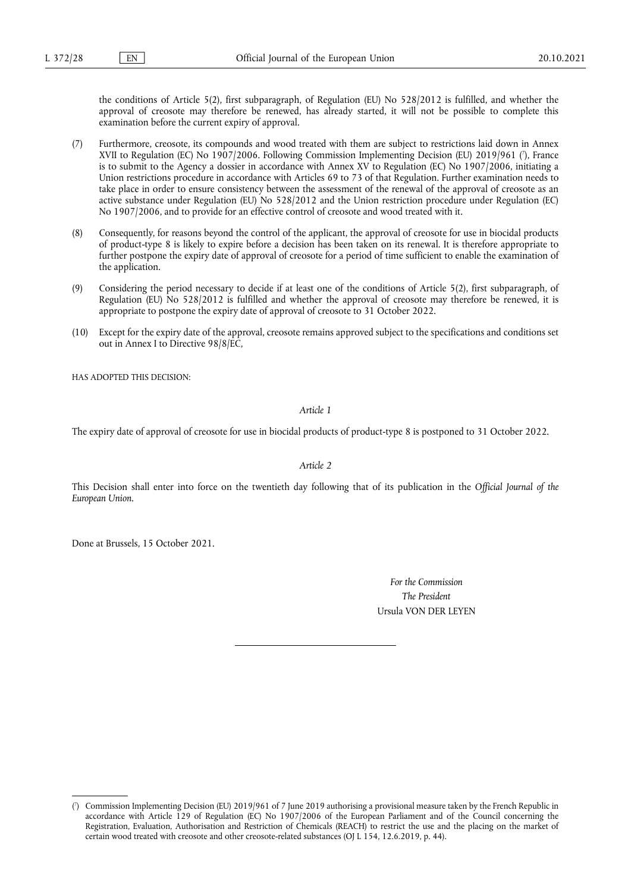the conditions of Article 5(2), first subparagraph, of Regulation (EU) No 528/2012 is fulfilled, and whether the approval of creosote may therefore be renewed, has already started, it will not be possible to complete this examination before the current expiry of approval.

(7) Furthermore, creosote, its compounds and wood treated with them are subject to restrictions laid down in Annex XVII to Regulation (EC) No 1907/2006. Following Commission Implementing Decision (EU) 2019/961 [7], France is to submit to the Agency a dossier in accordance with Annex XV to Regulation (EC) No 1907/2006, initiating a Union restrictions procedure in accordance with Articles 69 to 73 of that Regulation. Further examination needs to take place in order to ensure consistency between the assessment of the renewal of the approval of creosote as an active substance under Regulation (EU) No 528/2012 and the Union restriction procedure under Regulation (EC) No 1907/2006, and to provide for an effective control of creosote and wood treated with it.

(8) Consequently, for reasons beyond the control of the applicant, the approval of creosote for use in biocidal products of product-type 8 is likely to expire before a decision has been taken on its renewal. It is therefore appropriate to further postpone the expiry date of approval of creosote for a period of time sufficient to enable the examination of the application.

(9) Considering the period necessary to decide if at least one of the conditions of Article 5(2), first subparagraph, of Regulation (EU) No 528/2012 is fulfilled and whether the approval of creosote may therefore be renewed, it is appropriate to postpone the expiry date of approval of creosote to 31 October 2022.

(10) Except for the expiry date of the approval, creosote remains approved subject to the specifications and conditions set out in Annex I to Directive 98/8/EC,

HAS ADOPTED THIS DECISION:

*Article 1*

The expiry date of approval of creosote for use in biocidal products of product-type 8 is postponed to 31 October 2022.

*Article 2*

This Decision shall enter into force on the twentieth day following that of its publication in the *Official Journal of the European Union*.

Done at Brussels, 15 October 2021.

*For the Commission*

*The President*

Ursula VON DER LEYEN

---

[7] Commission Implementing Decision (EU) 2019/961 of 7 June 2019 authorising a provisional measure taken by the French Republic in accordance with Article 129 of Regulation (EC) No 1907/2006 of the European Parliament and of the Council concerning the Registration, Evaluation, Authorisation and Restriction of Chemicals (REACH) to restrict the use and the placing on the market of certain wood treated with creosote and other creosote-related substances (OJ L 154, 12.6.2019, p. 44).